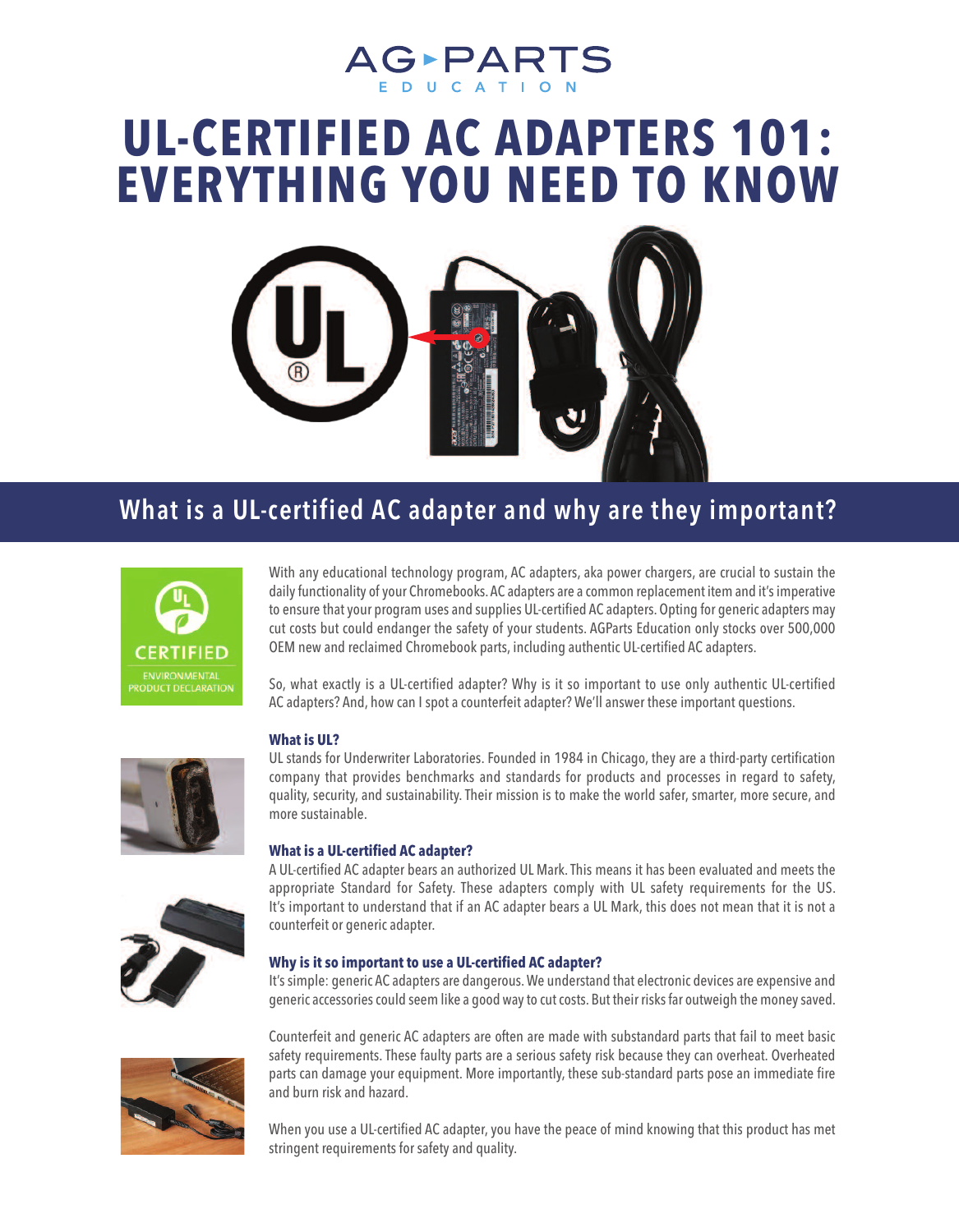AG▸PARTS
EDUCATION

# UL-CERTIFIED AC ADAPTERS 101: EVERYTHING YOU NEED TO KNOW

## What is a UL-certified AC adapter and why are they important?

With any educational technology program, AC adapters, aka power chargers, are crucial to sustain the daily functionality of your Chromebooks. AC adapters are a common replacement item and it's imperative to ensure that your program uses and supplies UL-certified AC adapters. Opting for generic adapters may cut costs but could endanger the safety of your students. AGParts Education only stocks over 500,000 OEM new and reclaimed Chromebook parts, including authentic UL-certified AC adapters.

So, what exactly is a UL-certified adapter? Why is it so important to use only authentic UL-certified AC adapters? And, how can I spot a counterfeit adapter? We'll answer these important questions.

### What is UL?

UL stands for Underwriter Laboratories. Founded in 1984 in Chicago, they are a third-party certification company that provides benchmarks and standards for products and processes in regard to safety, quality, security, and sustainability. Their mission is to make the world safer, smarter, more secure, and more sustainable.

### What is a UL-certified AC adapter?

A UL-certified AC adapter bears an authorized UL Mark. This means it has been evaluated and meets the appropriate Standard for Safety. These adapters comply with UL safety requirements for the US. It's important to understand that if an AC adapter bears a UL Mark, this does not mean that it is not a counterfeit or generic adapter.

### Why is it so important to use a UL-certified AC adapter?

It's simple: generic AC adapters are dangerous. We understand that electronic devices are expensive and generic accessories could seem like a good way to cut costs. But their risks far outweigh the money saved.

Counterfeit and generic AC adapters are often are made with substandard parts that fail to meet basic safety requirements. These faulty parts are a serious safety risk because they can overheat. Overheated parts can damage your equipment. More importantly, these sub-standard parts pose an immediate fire and burn risk and hazard.

When you use a UL-certified AC adapter, you have the peace of mind knowing that this product has met stringent requirements for safety and quality.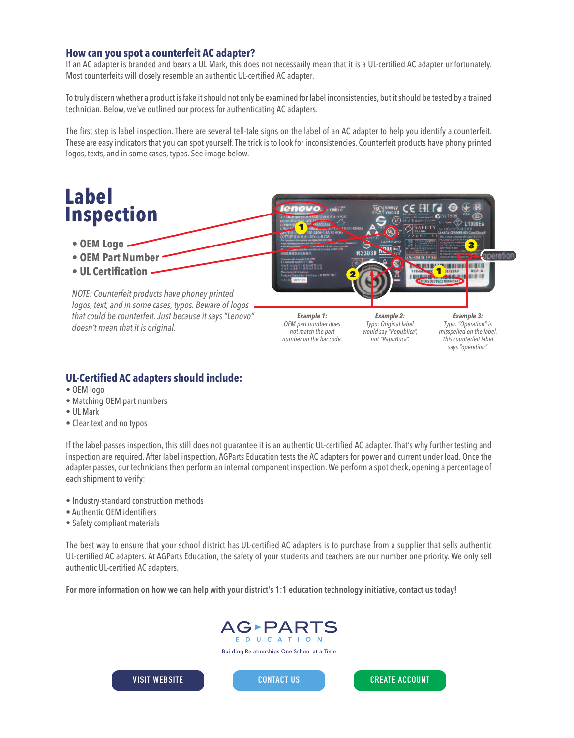## How can you spot a counterfeit AC adapter?

If an AC adapter is branded and bears a UL Mark, this does not necessarily mean that it is a UL-certified AC adapter unfortunately. Most counterfeits will closely resemble an authentic UL-certified AC adapter.

To truly discern whether a product is fake it should not only be examined for label inconsistencies, but it should be tested by a trained technician. Below, we've outlined our process for authenticating AC adapters.

The first step is label inspection. There are several tell-tale signs on the label of an AC adapter to help you identify a counterfeit. These are easy indicators that you can spot yourself. The trick is to look for inconsistencies. Counterfeit products have phony printed logos, texts, and in some cases, typos. See image below.

# Label Inspection

- **OEM Logo**
- **OEM Part Number**
- **UL Certification**

*NOTE: Counterfeit products have phoney printed logos, text, and in some cases, typos. Beware of logos that could be counterfeit. Just because it says "Lenovo" doesn't mean that it is original.*

***Example 1:*** *OEM part number does not match the part number on the bar code.*

***Example 2:*** *Typo: Original label would say "Republica", not "RapuBuca".*

***Example 3:*** *Typo: "Operation" is misspelled on the label. This counterfeit label says "operetion".*

## UL-Certified AC adapters should include:

- OEM logo
- Matching OEM part numbers
- UL Mark
- Clear text and no typos

If the label passes inspection, this still does not guarantee it is an authentic UL-certified AC adapter. That's why further testing and inspection are required. After label inspection, AGParts Education tests the AC adapters for power and current under load. Once the adapter passes, our technicians then perform an internal component inspection. We perform a spot check, opening a percentage of each shipment to verify:

- Industry-standard construction methods
- Authentic OEM identifiers
- Safety compliant materials

The best way to ensure that your school district has UL-certified AC adapters is to purchase from a supplier that sells authentic UL-certified AC adapters. At AGParts Education, the safety of your students and teachers are our number one priority. We only sell authentic UL-certified AC adapters.

**For more information on how we can help with your district's 1:1 education technology initiative, contact us today!**

AG PARTS EDUCATION

Building Relationships One School at a Time

VISIT WEBSITE | CONTACT US | CREATE ACCOUNT